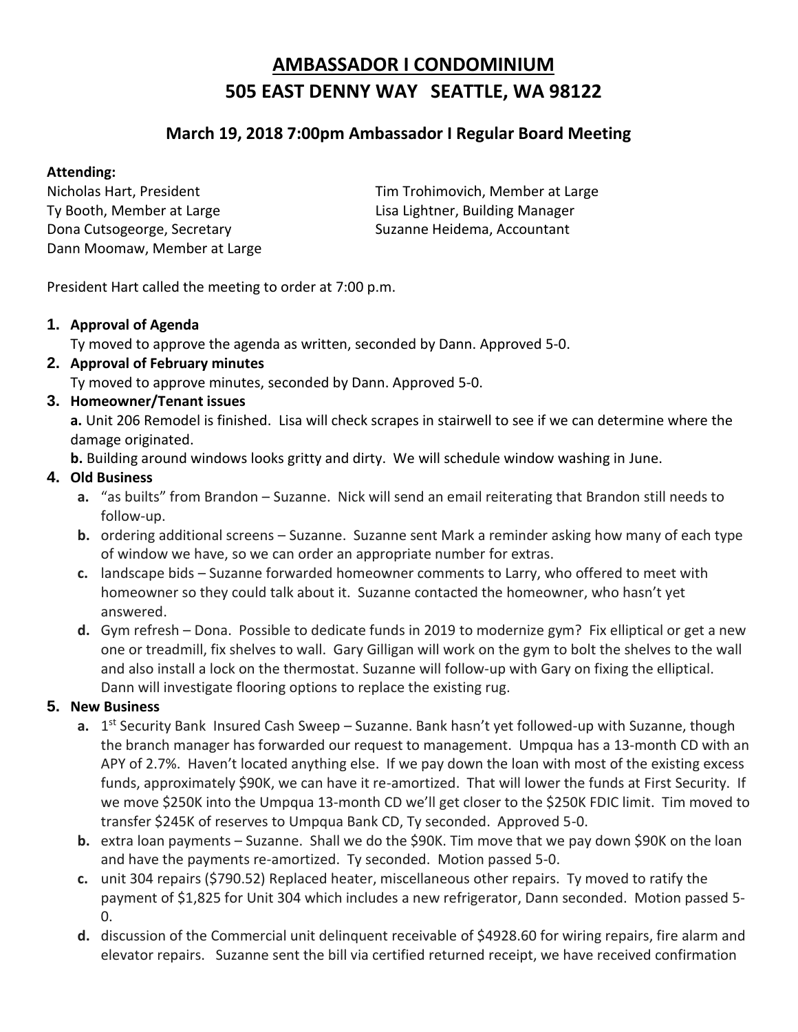# AMBASSADOR I CONDOMINIUM
# 505 EAST DENNY WAY SEATTLE, WA 98122

## March 19, 2018 7:00pm Ambassador I Regular Board Meeting

**Attending:**

Nicholas Hart, President
Ty Booth, Member at Large
Dona Cutsogeorge, Secretary
Dann Moomaw, Member at Large
Tim Trohimovich, Member at Large
Lisa Lightner, Building Manager
Suzanne Heidema, Accountant

President Hart called the meeting to order at 7:00 p.m.

1. **Approval of Agenda**
   Ty moved to approve the agenda as written, seconded by Dann. Approved 5-0.
2. **Approval of February minutes**
   Ty moved to approve minutes, seconded by Dann. Approved 5-0.
3. **Homeowner/Tenant issues**
   **a.** Unit 206 Remodel is finished. Lisa will check scrapes in stairwell to see if we can determine where the damage originated.
   **b.** Building around windows looks gritty and dirty. We will schedule window washing in June.
4. **Old Business**
   a. "as builts" from Brandon – Suzanne. Nick will send an email reiterating that Brandon still needs to follow-up.
   b. ordering additional screens – Suzanne. Suzanne sent Mark a reminder asking how many of each type of window we have, so we can order an appropriate number for extras.
   c. landscape bids – Suzanne forwarded homeowner comments to Larry, who offered to meet with homeowner so they could talk about it. Suzanne contacted the homeowner, who hasn't yet answered.
   d. Gym refresh – Dona. Possible to dedicate funds in 2019 to modernize gym? Fix elliptical or get a new one or treadmill, fix shelves to wall. Gary Gilligan will work on the gym to bolt the shelves to the wall and also install a lock on the thermostat. Suzanne will follow-up with Gary on fixing the elliptical. Dann will investigate flooring options to replace the existing rug.
5. **New Business**
   a. 1st Security Bank Insured Cash Sweep – Suzanne. Bank hasn't yet followed-up with Suzanne, though the branch manager has forwarded our request to management. Umpqua has a 13-month CD with an APY of 2.7%. Haven't located anything else. If we pay down the loan with most of the existing excess funds, approximately $90K, we can have it re-amortized. That will lower the funds at First Security. If we move $250K into the Umpqua 13-month CD we'll get closer to the $250K FDIC limit. Tim moved to transfer $245K of reserves to Umpqua Bank CD, Ty seconded. Approved 5-0.
   b. extra loan payments – Suzanne. Shall we do the $90K. Tim move that we pay down $90K on the loan and have the payments re-amortized. Ty seconded. Motion passed 5-0.
   c. unit 304 repairs ($790.52) Replaced heater, miscellaneous other repairs. Ty moved to ratify the payment of $1,825 for Unit 304 which includes a new refrigerator, Dann seconded. Motion passed 5-0.
   d. discussion of the Commercial unit delinquent receivable of $4928.60 for wiring repairs, fire alarm and elevator repairs. Suzanne sent the bill via certified returned receipt, we have received confirmation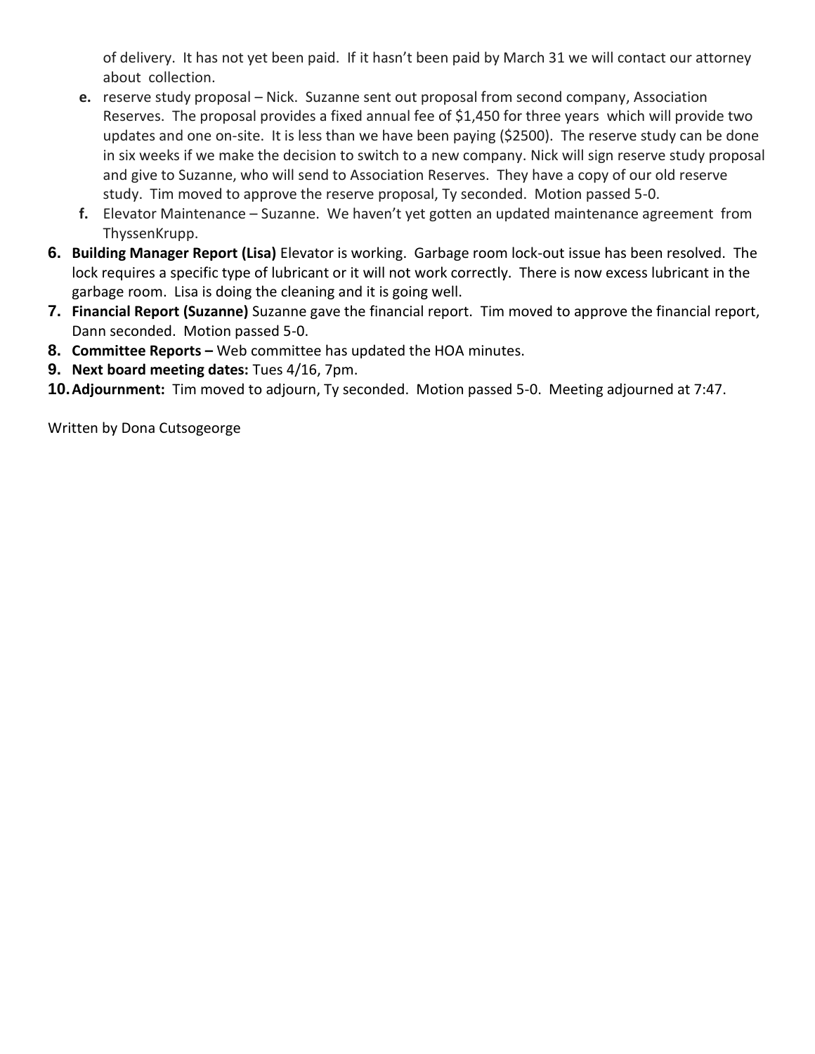of delivery. It has not yet been paid. If it hasn't been paid by March 31 we will contact our attorney about collection.

   e. reserve study proposal – Nick. Suzanne sent out proposal from second company, Association Reserves. The proposal provides a fixed annual fee of $1,450 for three years which will provide two updates and one on-site. It is less than we have been paying ($2500). The reserve study can be done in six weeks if we make the decision to switch to a new company. Nick will sign reserve study proposal and give to Suzanne, who will send to Association Reserves. They have a copy of our old reserve study. Tim moved to approve the reserve proposal, Ty seconded. Motion passed 5-0.
   f. Elevator Maintenance – Suzanne. We haven't yet gotten an updated maintenance agreement from ThyssenKrupp.

6. **Building Manager Report (Lisa)** Elevator is working. Garbage room lock-out issue has been resolved. The lock requires a specific type of lubricant or it will not work correctly. There is now excess lubricant in the garbage room. Lisa is doing the cleaning and it is going well.
7. **Financial Report (Suzanne)** Suzanne gave the financial report. Tim moved to approve the financial report, Dann seconded. Motion passed 5-0.
8. **Committee Reports –** Web committee has updated the HOA minutes.
9. **Next board meeting dates:** Tues 4/16, 7pm.
10. **Adjournment:** Tim moved to adjourn, Ty seconded. Motion passed 5-0. Meeting adjourned at 7:47.

Written by Dona Cutsogeorge